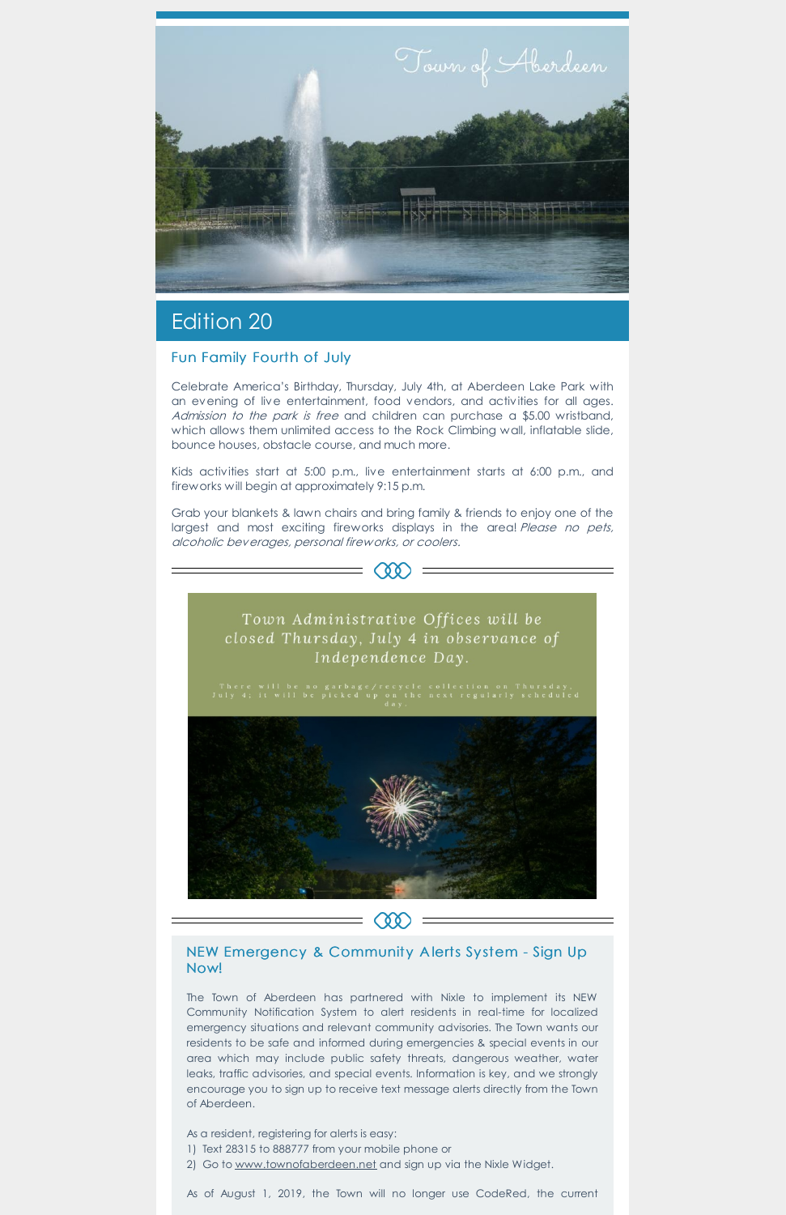Town of Aberdeen

## Edition 20

### Fun Family Fourth of July

Celebrate America's Birthday, Thursday, July 4th, at Aberdeen Lake Park with an evening of live entertainment, food vendors, and activities for all ages. *Admission to the park is free* and children can purchase a $5.00 wristband, which allows them unlimited access to the Rock Climbing wall, inflatable slide, bounce houses, obstacle course, and much more.

Kids activities start at 5:00 p.m., live entertainment starts at 6:00 p.m., and fireworks will begin at approximately 9:15 p.m.

Grab your blankets & lawn chairs and bring family & friends to enjoy one of the largest and most exciting fireworks displays in the area! *Please no pets, alcoholic beverages, personal fireworks, or coolers.*

*Town Administrative Offices will be closed Thursday, July 4 in observance of Independence Day.*

There will be no garbage/recycle collection on Thursday, July 4; it will be picked up on the next regularly scheduled day.

### NEW Emergency & Community Alerts System - Sign Up Now!

The Town of Aberdeen has partnered with Nixle to implement its NEW Community Notification System to alert residents in real-time for localized emergency situations and relevant community advisories. The Town wants our residents to be safe and informed during emergencies & special events in our area which may include public safety threats, dangerous weather, water leaks, traffic advisories, and special events. Information is key, and we strongly encourage you to sign up to receive text message alerts directly from the Town of Aberdeen.

As a resident, registering for alerts is easy:

1) Text 28315 to 888777 from your mobile phone or
2) Go to www.townofaberdeen.net and sign up via the Nixle Widget.

As of August 1, 2019, the Town will no longer use CodeRed, the current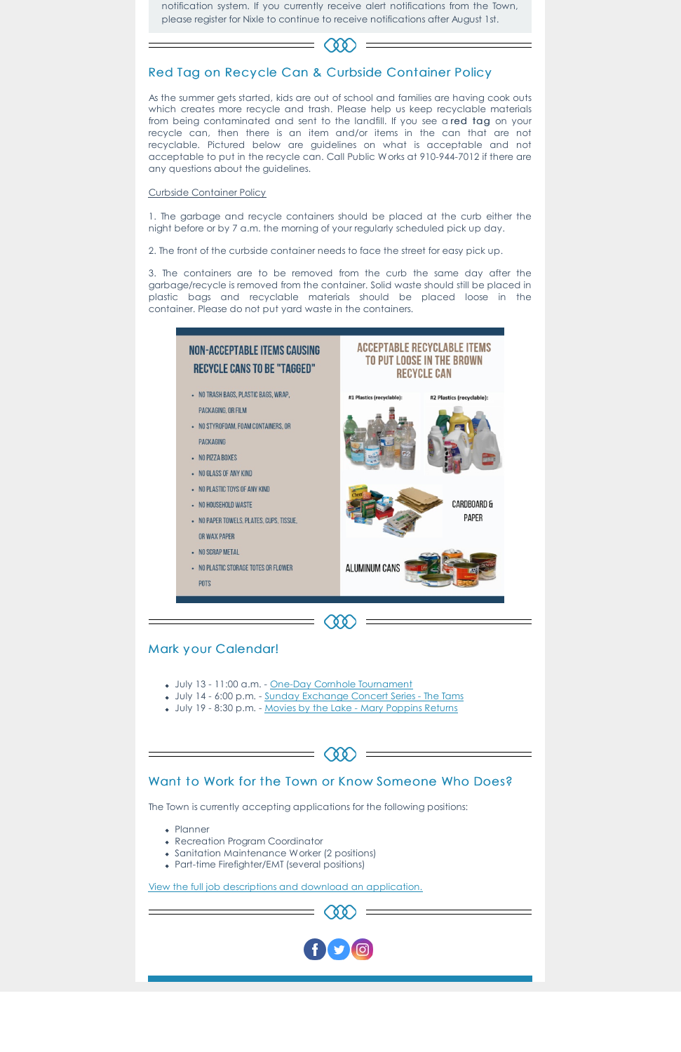notification system. If you currently receive alert notifications from the Town, please register for Nixle to continue to receive notifications after August 1st.

## Red Tag on Recycle Can & Curbside Container Policy

As the summer gets started, kids are out of school and families are having cook outs which creates more recycle and trash. Please help us keep recyclable materials from being contaminated and sent to the landfill. If you see a **red tag** on your recycle can, then there is an item and/or items in the can that are not recyclable. Pictured below are guidelines on what is acceptable and not acceptable to put in the recycle can. Call Public Works at 910-944-7012 if there are any questions about the guidelines.

Curbside Container Policy

1. The garbage and recycle containers should be placed at the curb either the night before or by 7 a.m. the morning of your regularly scheduled pick up day.

2. The front of the curbside container needs to face the street for easy pick up.

3. The containers are to be removed from the curb the same day after the garbage/recycle is removed from the container. Solid waste should still be placed in plastic bags and recyclable materials should be placed loose in the container. Please do not put yard waste in the containers.

NON-ACCEPTABLE ITEMS CAUSING RECYCLE CANS TO BE "TAGGED"

- NO TRASH BAGS, PLASTIC BAGS, WRAP, PACKAGING, OR FILM
- NO STYROFOAM, FOAM CONTAINERS, OR PACKAGING
- NO PIZZA BOXES
- NO GLASS OF ANY KIND
- NO PLASTIC TOYS OF ANY KIND
- NO HOUSEHOLD WASTE
- NO PAPER TOWELS, PLATES, CUPS, TISSUE, OR WAX PAPER
- NO SCRAP METAL
- NO PLASTIC STORAGE TOTES OR FLOWER POTS

ACCEPTABLE RECYCLABLE ITEMS TO PUT LOOSE IN THE BROWN RECYCLE CAN

#1 Plastics (recyclable):

#2 Plastics (recyclable):

CARDBOARD & PAPER

ALUMINUM CANS

## Mark your Calendar!

- July 13 - 11:00 a.m. - One-Day Cornhole Tournament
- July 14 - 6:00 p.m. - Sunday Exchange Concert Series - The Tams
- July 19 - 8:30 p.m. - Movies by the Lake - Mary Poppins Returns

## Want to Work for the Town or Know Someone Who Does?

The Town is currently accepting applications for the following positions:

- Planner
- Recreation Program Coordinator
- Sanitation Maintenance Worker (2 positions)
- Part-time Firefighter/EMT (several positions)

View the full job descriptions and download an application.